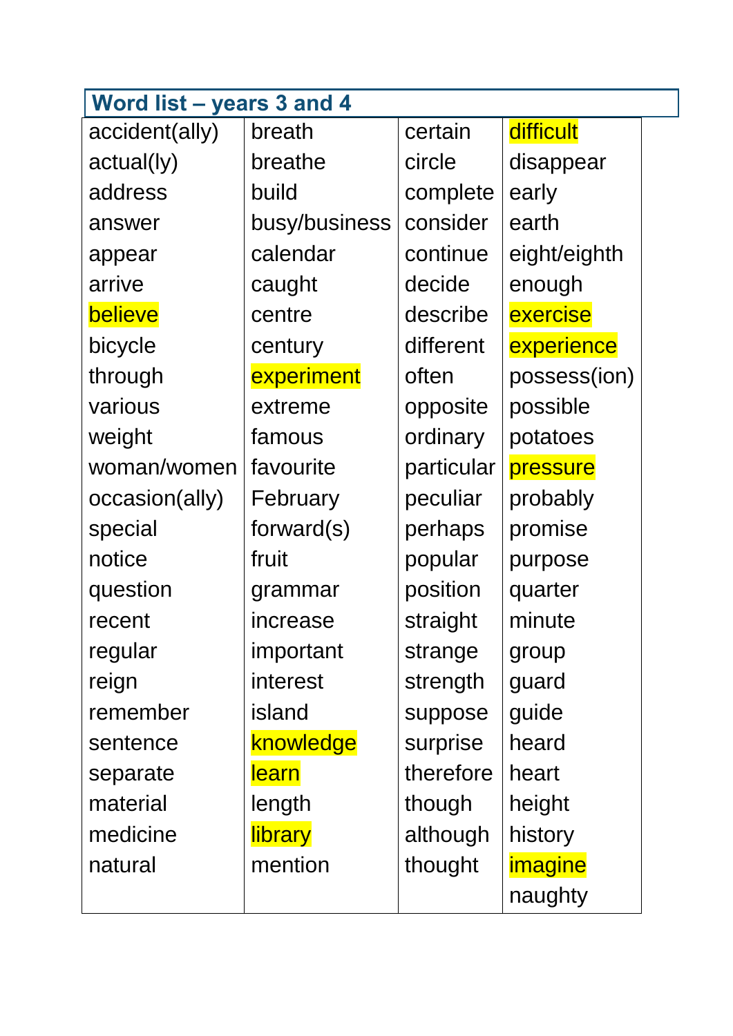## Word list – years 3 and 4

| | | | |
|---|---|---|---|
| accident(ally) | breath | certain | difficult |
| actual(ly) | breathe | circle | disappear |
| address | build | complete | early |
| answer | busy/business | consider | earth |
| appear | calendar | continue | eight/eighth |
| arrive | caught | decide | enough |
| believe | centre | describe | exercise |
| bicycle | century | different | experience |
| through | experiment | often | possess(ion) |
| various | extreme | opposite | possible |
| weight | famous | ordinary | potatoes |
| woman/women | favourite | particular | pressure |
| occasion(ally) | February | peculiar | probably |
| special | forward(s) | perhaps | promise |
| notice | fruit | popular | purpose |
| question | grammar | position | quarter |
| recent | increase | straight | minute |
| regular | important | strange | group |
| reign | interest | strength | guard |
| remember | island | suppose | guide |
| sentence | knowledge | surprise | heard |
| separate | learn | therefore | heart |
| material | length | though | height |
| medicine | library | although | history |
| natural | mention | thought | imagine |
| | | | naughty |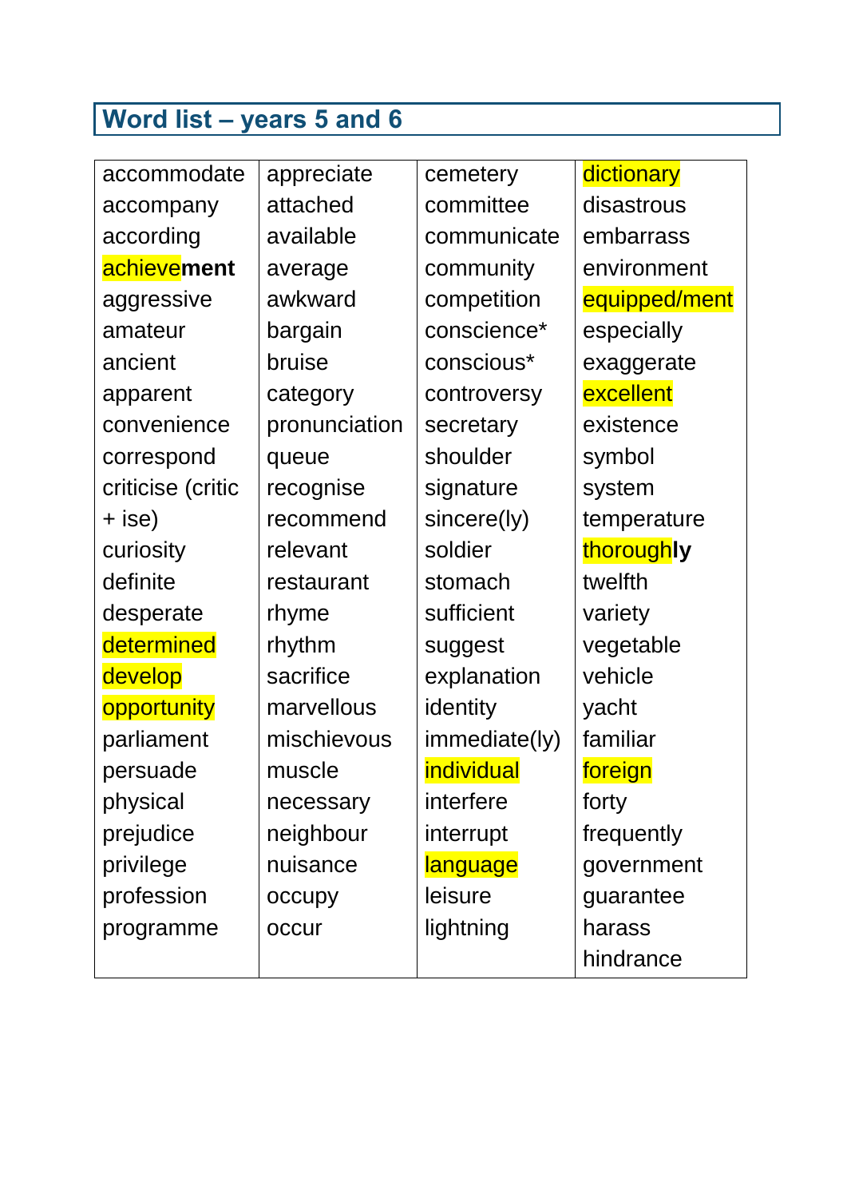## Word list – years 5 and 6

| | | | |
|---|---|---|---|
| accommodate | appreciate | cemetery | dictionary |
| accompany | attached | committee | disastrous |
| according | available | communicate | embarrass |
| achieve**ment** | average | community | environment |
| aggressive | awkward | competition | equipped/ment |
| amateur | bargain | conscience* | especially |
| ancient | bruise | conscious* | exaggerate |
| apparent | category | controversy | excellent |
| convenience | pronunciation | secretary | existence |
| correspond | queue | shoulder | symbol |
| criticise (critic + ise) | recognise | signature | system |
| | recommend | sincere(ly) | temperature |
| curiosity | relevant | soldier | thorough**ly** |
| definite | restaurant | stomach | twelfth |
| desperate | rhyme | sufficient | variety |
| determined | rhythm | suggest | vegetable |
| develop | sacrifice | explanation | vehicle |
| opportunity | marvellous | identity | yacht |
| parliament | mischievous | immediate(ly) | familiar |
| persuade | muscle | individual | foreign |
| physical | necessary | interfere | forty |
| prejudice | neighbour | interrupt | frequently |
| privilege | nuisance | language | government |
| profession | occupy | leisure | guarantee |
| programme | occur | lightning | harass |
| | | | hindrance |